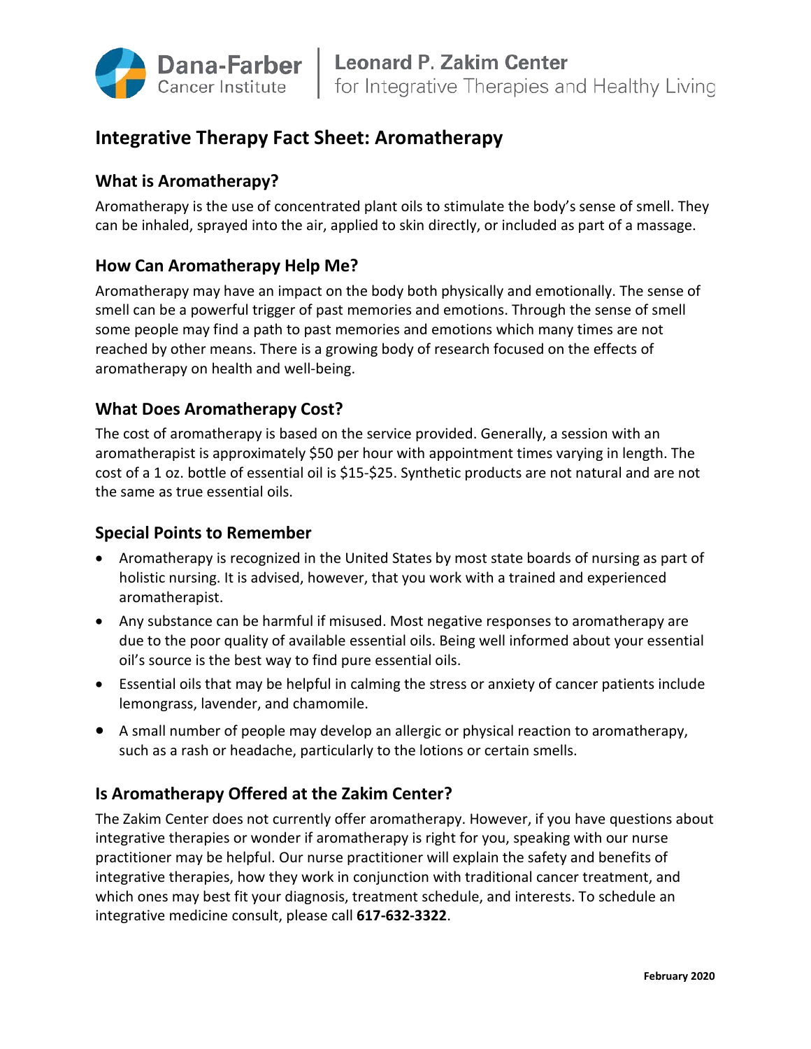Dana-Farber Cancer Institute | Leonard P. Zakim Center for Integrative Therapies and Healthy Living

# Integrative Therapy Fact Sheet: Aromatherapy

## What is Aromatherapy?

Aromatherapy is the use of concentrated plant oils to stimulate the body's sense of smell. They can be inhaled, sprayed into the air, applied to skin directly, or included as part of a massage.

## How Can Aromatherapy Help Me?

Aromatherapy may have an impact on the body both physically and emotionally. The sense of smell can be a powerful trigger of past memories and emotions. Through the sense of smell some people may find a path to past memories and emotions which many times are not reached by other means. There is a growing body of research focused on the effects of aromatherapy on health and well-being.

## What Does Aromatherapy Cost?

The cost of aromatherapy is based on the service provided. Generally, a session with an aromatherapist is approximately $50 per hour with appointment times varying in length. The cost of a 1 oz. bottle of essential oil is $15-$25. Synthetic products are not natural and are not the same as true essential oils.

## Special Points to Remember

- Aromatherapy is recognized in the United States by most state boards of nursing as part of holistic nursing. It is advised, however, that you work with a trained and experienced aromatherapist.
- Any substance can be harmful if misused. Most negative responses to aromatherapy are due to the poor quality of available essential oils. Being well informed about your essential oil's source is the best way to find pure essential oils.
- Essential oils that may be helpful in calming the stress or anxiety of cancer patients include lemongrass, lavender, and chamomile.
- A small number of people may develop an allergic or physical reaction to aromatherapy, such as a rash or headache, particularly to the lotions or certain smells.

## Is Aromatherapy Offered at the Zakim Center?

The Zakim Center does not currently offer aromatherapy. However, if you have questions about integrative therapies or wonder if aromatherapy is right for you, speaking with our nurse practitioner may be helpful. Our nurse practitioner will explain the safety and benefits of integrative therapies, how they work in conjunction with traditional cancer treatment, and which ones may best fit your diagnosis, treatment schedule, and interests. To schedule an integrative medicine consult, please call **617-632-3322**.

**February 2020**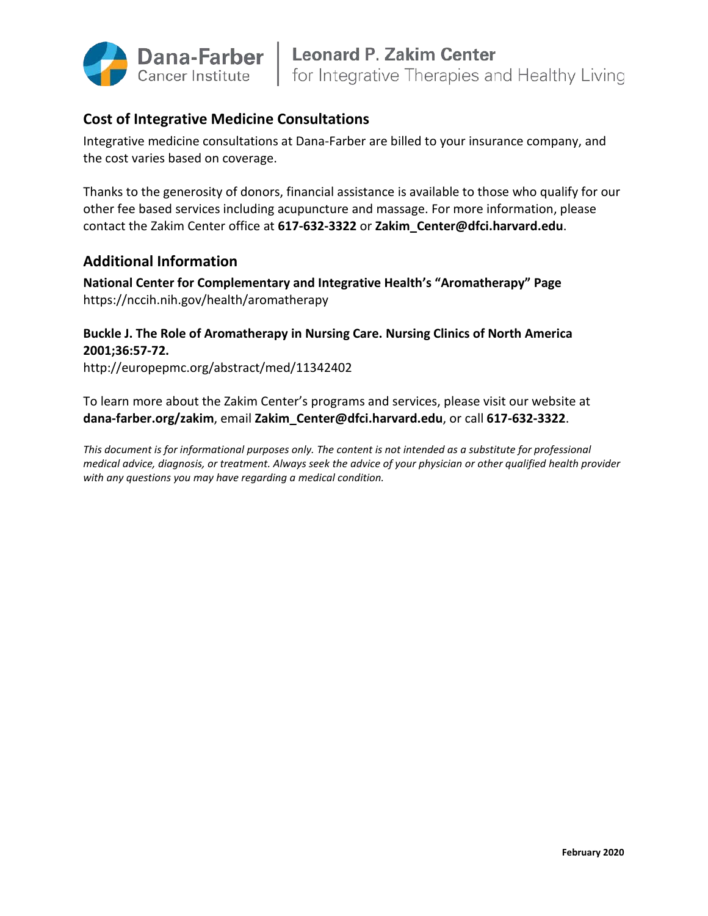## Cost of Integrative Medicine Consultations

Integrative medicine consultations at Dana-Farber are billed to your insurance company, and the cost varies based on coverage.

Thanks to the generosity of donors, financial assistance is available to those who qualify for our other fee based services including acupuncture and massage. For more information, please contact the Zakim Center office at **617-632-3322** or **Zakim_Center@dfci.harvard.edu**.

## Additional Information

**National Center for Complementary and Integrative Health's "Aromatherapy" Page**
https://nccih.nih.gov/health/aromatherapy

**Buckle J. The Role of Aromatherapy in Nursing Care. Nursing Clinics of North America 2001;36:57-72.**
http://europepmc.org/abstract/med/11342402

To learn more about the Zakim Center's programs and services, please visit our website at **dana-farber.org/zakim**, email **Zakim_Center@dfci.harvard.edu**, or call **617-632-3322**.

*This document is for informational purposes only. The content is not intended as a substitute for professional medical advice, diagnosis, or treatment. Always seek the advice of your physician or other qualified health provider with any questions you may have regarding a medical condition.*

**February 2020**